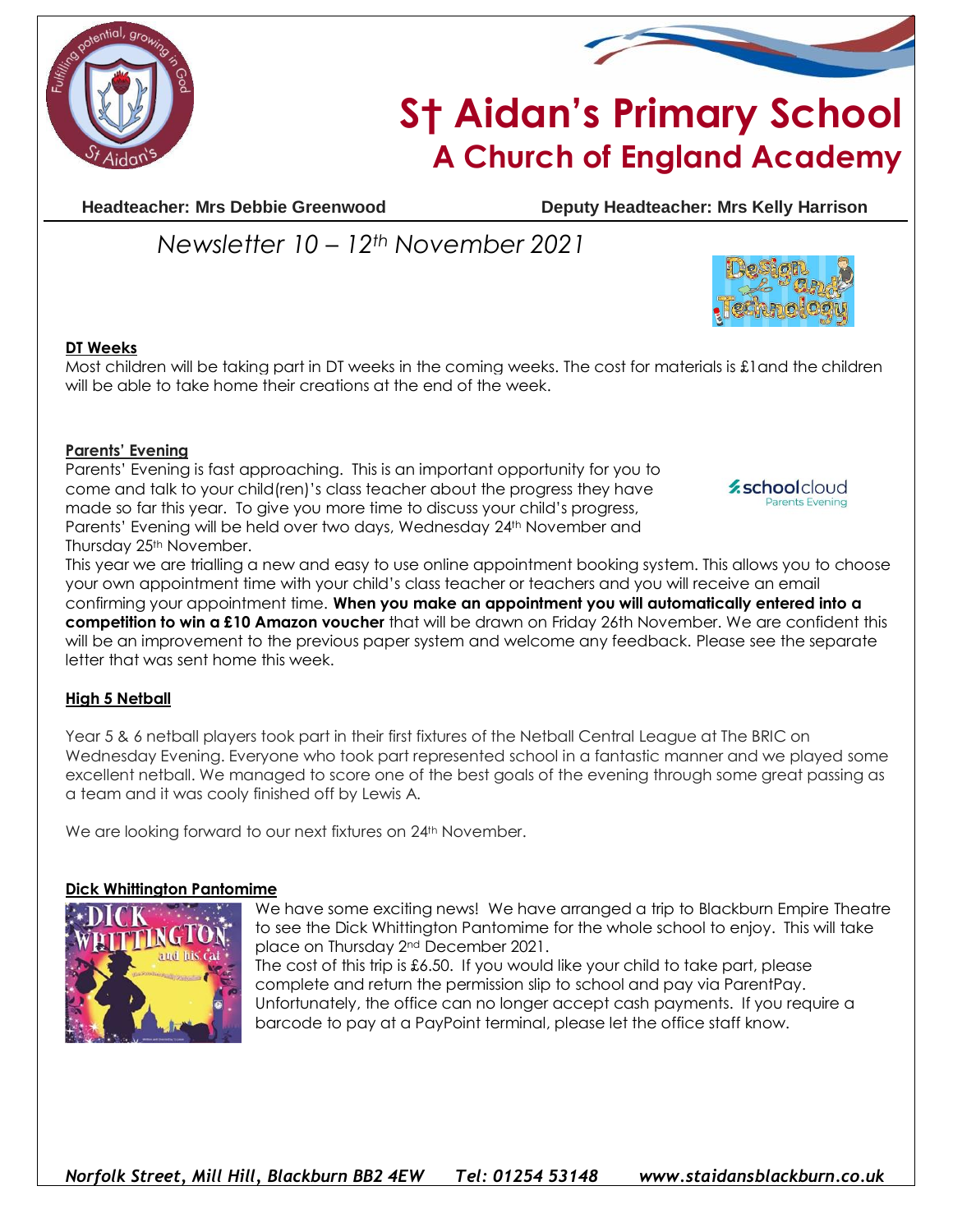# St Aidan's Primary School
## A Church of England Academy

**Headteacher: Mrs Debbie Greenwood** **Deputy Headteacher: Mrs Kelly Harrison**

*Newsletter 10 – 12th November 2021*

### DT Weeks

Most children will be taking part in DT weeks in the coming weeks. The cost for materials is £1and the children will be able to take home their creations at the end of the week.

### Parents' Evening

Parents' Evening is fast approaching. This is an important opportunity for you to come and talk to your child(ren)'s class teacher about the progress they have made so far this year. To give you more time to discuss your child's progress, Parents' Evening will be held over two days, Wednesday 24th November and Thursday 25th November.

This year we are trialling a new and easy to use online appointment booking system. This allows you to choose your own appointment time with your child's class teacher or teachers and you will receive an email confirming your appointment time. **When you make an appointment you will automatically entered into a competition to win a £10 Amazon voucher** that will be drawn on Friday 26th November. We are confident this will be an improvement to the previous paper system and welcome any feedback. Please see the separate letter that was sent home this week.

### High 5 Netball

Year 5 & 6 netball players took part in their first fixtures of the Netball Central League at The BRIC on Wednesday Evening. Everyone who took part represented school in a fantastic manner and we played some excellent netball. We managed to score one of the best goals of the evening through some great passing as a team and it was cooly finished off by Lewis A.

We are looking forward to our next fixtures on 24th November.

### Dick Whittington Pantomime

We have some exciting news! We have arranged a trip to Blackburn Empire Theatre to see the Dick Whittington Pantomime for the whole school to enjoy. This will take place on Thursday 2nd December 2021.

The cost of this trip is £6.50. If you would like your child to take part, please complete and return the permission slip to school and pay via ParentPay. Unfortunately, the office can no longer accept cash payments. If you require a barcode to pay at a PayPoint terminal, please let the office staff know.

*Norfolk Street, Mill Hill, Blackburn BB2 4EW Tel: 01254 53148 www.staidansblackburn.co.uk*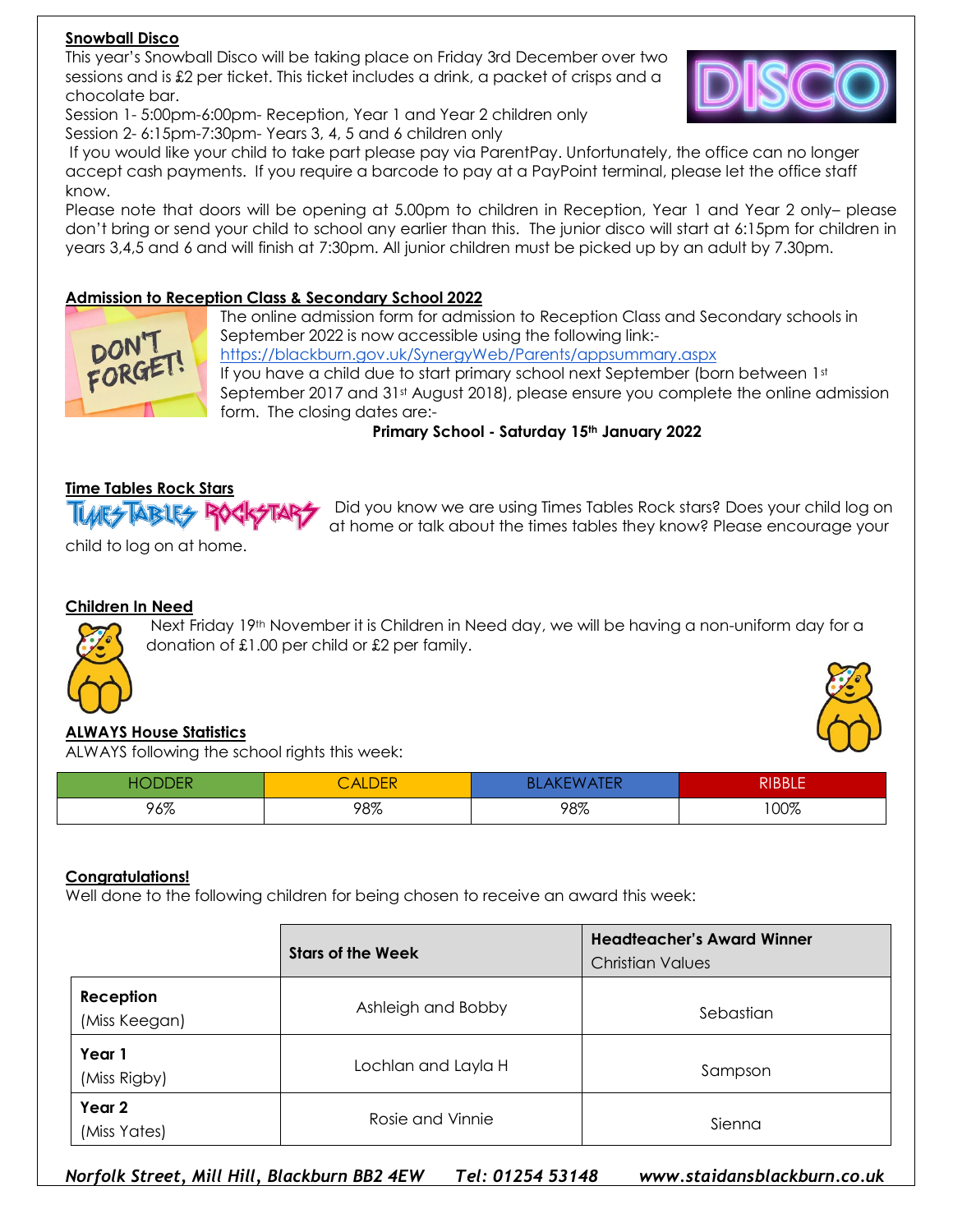## Snowball Disco

This year's Snowball Disco will be taking place on Friday 3rd December over two sessions and is £2 per ticket. This ticket includes a drink, a packet of crisps and a chocolate bar.

Session 1- 5:00pm-6:00pm- Reception, Year 1 and Year 2 children only

Session 2- 6:15pm-7:30pm- Years 3, 4, 5 and 6 children only

If you would like your child to take part please pay via ParentPay. Unfortunately, the office can no longer accept cash payments. If you require a barcode to pay at a PayPoint terminal, please let the office staff know.

Please note that doors will be opening at 5.00pm to children in Reception, Year 1 and Year 2 only– please don't bring or send your child to school any earlier than this. The junior disco will start at 6:15pm for children in years 3,4,5 and 6 and will finish at 7:30pm. All junior children must be picked up by an adult by 7.30pm.

## Admission to Reception Class & Secondary School 2022

The online admission form for admission to Reception Class and Secondary schools in September 2022 is now accessible using the following link:-

https://blackburn.gov.uk/SynergyWeb/Parents/appsummary.aspx

If you have a child due to start primary school next September (born between 1st September 2017 and 31st August 2018), please ensure you complete the online admission form. The closing dates are:-

**Primary School - Saturday 15th January 2022**

## Time Tables Rock Stars

Did you know we are using Times Tables Rock stars? Does your child log on at home or talk about the times tables they know? Please encourage your child to log on at home.

## Children In Need

Next Friday 19th November it is Children in Need day, we will be having a non-uniform day for a donation of £1.00 per child or £2 per family.

## ALWAYS House Statistics

ALWAYS following the school rights this week:

| HODDER | CALDER | BLAKEWATER | RIBBLE |
|---|---|---|---|
| 96% | 98% | 98% | 100% |

## Congratulations!

Well done to the following children for being chosen to receive an award this week:

| | **Stars of the Week** | **Headteacher's Award Winner** Christian Values |
|---|---|---|
| **Reception** (Miss Keegan) | Ashleigh and Bobby | Sebastian |
| **Year 1** (Miss Rigby) | Lochlan and Layla H | Sampson |
| **Year 2** (Miss Yates) | Rosie and Vinnie | Sienna |

*Norfolk Street, Mill Hill, Blackburn BB2 4EW Tel: 01254 53148 www.staidansblackburn.co.uk*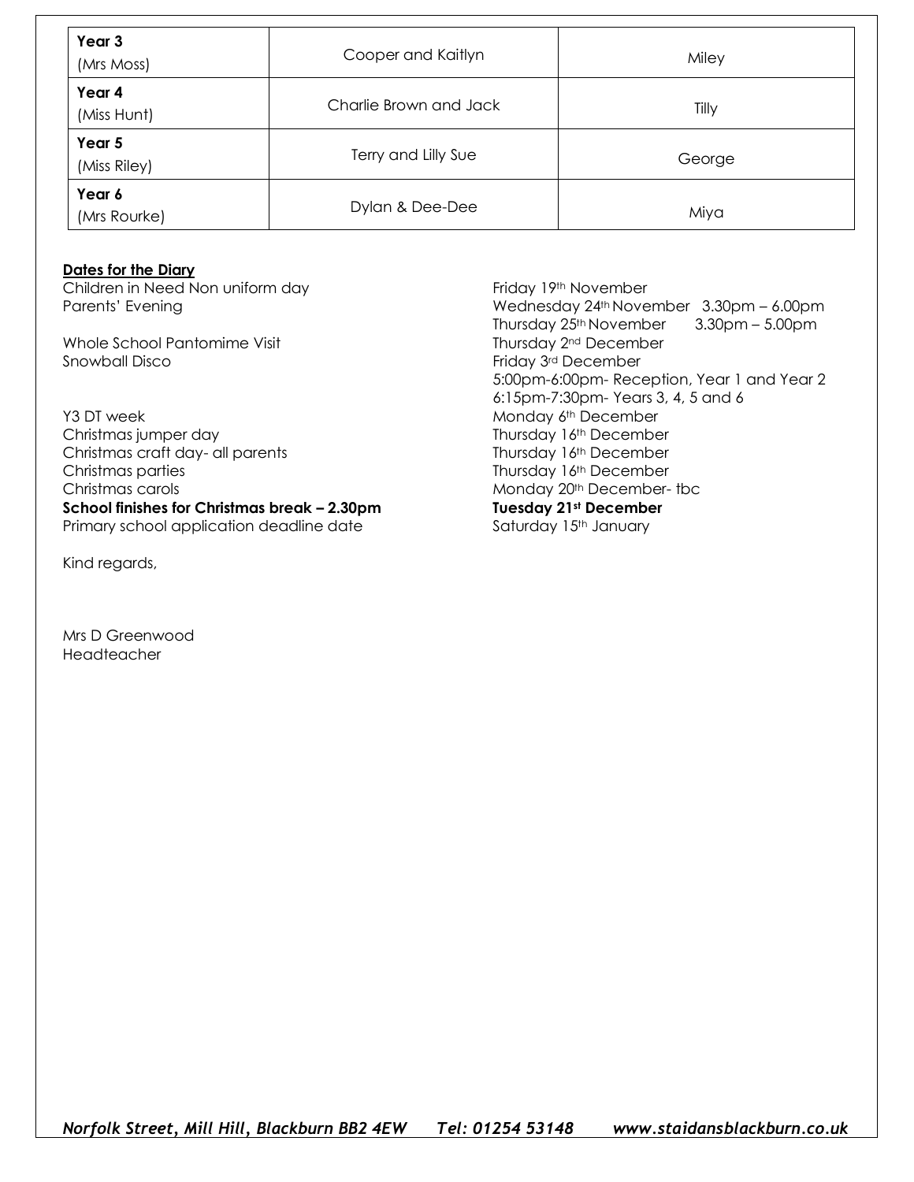| | | |
|---|---|---|
| **Year 3** (Mrs Moss) | Cooper and Kaitlyn | Miley |
| **Year 4** (Miss Hunt) | Charlie Brown and Jack | Tilly |
| **Year 5** (Miss Riley) | Terry and Lilly Sue | George |
| **Year 6** (Mrs Rourke) | Dylan & Dee-Dee | Miya |

**Dates for the Diary**

| | |
|---|---|
| Children in Need Non uniform day | Friday 19th November |
| Parents' Evening | Wednesday 24th November 3.30pm – 6.00pm<br>Thursday 25th November 3.30pm – 5.00pm |
| Whole School Pantomime Visit | Thursday 2nd December |
| Snowball Disco | Friday 3rd December<br>5:00pm-6:00pm- Reception, Year 1 and Year 2<br>6:15pm-7:30pm- Years 3, 4, 5 and 6 |
| Y3 DT week | Monday 6th December |
| Christmas jumper day | Thursday 16th December |
| Christmas craft day- all parents | Thursday 16th December |
| Christmas parties | Thursday 16th December |
| Christmas carols | Monday 20th December- tbc |
| **School finishes for Christmas break – 2.30pm** | **Tuesday 21st December** |
| Primary school application deadline date | Saturday 15th January |

Kind regards,

Mrs D Greenwood
Headteacher

*Norfolk Street, Mill Hill, Blackburn BB2 4EW Tel: 01254 53148 www.staidansblackburn.co.uk*